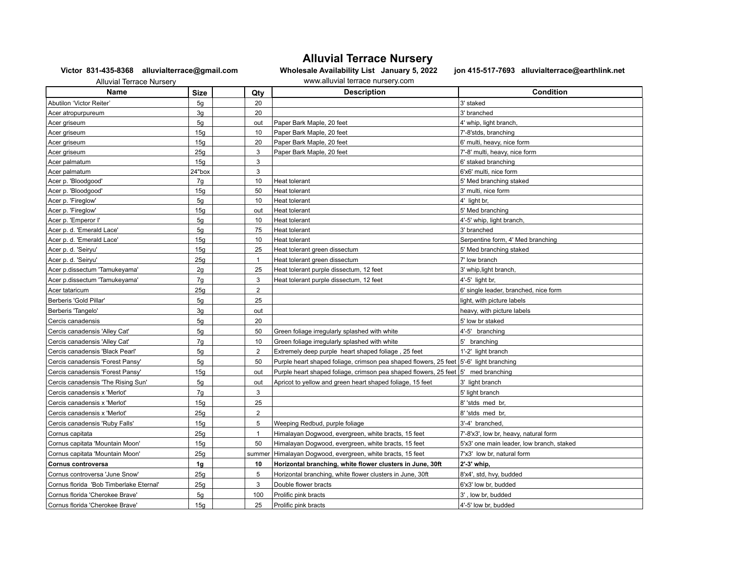# Alluvial Terrace Nursery

**Victor 831-435-8368 alluvialterrace@gmail.com** **Wholesale Availability List January 5, 2022** **jon 415-517-7693 alluvialterrace@earthlink.net**

Alluvial Terrace Nursery www.alluvial terrace nursery.com

| Name | Size | | Qty | Description | Condition |
|---|---|---|---|---|---|
| Abutilon 'Victor Reiter' | 5g | | 20 | | 3' staked |
| Acer atropurpureum | 3g | | 20 | | 3' branched |
| Acer griseum | 5g | | out | Paper Bark Maple, 20 feet | 4' whip, light branch, |
| Acer griseum | 15g | | 10 | Paper Bark Maple, 20 feet | 7'-8'stds, branching |
| Acer griseum | 15g | | 20 | Paper Bark Maple, 20 feet | 6' multi, heavy, nice form |
| Acer griseum | 25g | | 3 | Paper Bark Maple, 20 feet | 7'-8' multi, heavy, nice form |
| Acer palmatum | 15g | | 3 | | 6' staked branching |
| Acer palmatum | 24"box | | 3 | | 6'x6' multi, nice form |
| Acer p. 'Bloodgood' | 7g | | 10 | Heat tolerant | 5' Med branching staked |
| Acer p. 'Bloodgood' | 15g | | 50 | Heat tolerant | 3' multi, nice form |
| Acer p. 'Fireglow' | 5g | | 10 | Heat tolerant | 4' light br, |
| Acer p. 'Fireglow' | 15g | | out | Heat tolerant | 5' Med branching |
| Acer p. 'Emperor I' | 5g | | 10 | Heat tolerant | 4'-5' whip, light branch, |
| Acer p. d. 'Emerald Lace' | 5g | | 75 | Heat tolerant | 3' branched |
| Acer p. d. 'Emerald Lace' | 15g | | 10 | Heat tolerant | Serpentine form, 4' Med branching |
| Acer p. d. 'Seiryu' | 15g | | 25 | Heat tolerant green dissectum | 5' Med branching staked |
| Acer p. d. 'Seiryu' | 25g | | 1 | Heat tolerant green dissectum | 7' low branch |
| Acer p.dissectum 'Tamukeyama' | 2g | | 25 | Heat tolerant purple dissectum, 12 feet | 3' whip,light branch, |
| Acer p.dissectum 'Tamukeyama' | 7g | | 3 | Heat tolerant purple dissectum, 12 feet | 4'-5' light br, |
| Acer tataricum | 25g | | 2 | | 6' single leader, branched, nice form |
| Berberis 'Gold Pillar' | 5g | | 25 | | light, with picture labels |
| Berberis 'Tangelo' | 3g | | out | | heavy, with picture labels |
| Cercis canadensis | 5g | | 20 | | 5' low br staked |
| Cercis canadensis 'Alley Cat' | 5g | | 50 | Green foliage irregularly splashed with white | 4'-5' branching |
| Cercis canadensis 'Alley Cat' | 7g | | 10 | Green foliage irregularly splashed with white | 5' branching |
| Cercis canadensis 'Black Pearl' | 5g | | 2 | Extremely deep purple heart shaped foliage , 25 feet | 1'-2' light branch |
| Cercis canadensis 'Forest Pansy' | 5g | | 50 | Purple heart shaped foliage, crimson pea shaped flowers, 25 feet | 5'-6' light branching |
| Cercis canadensis 'Forest Pansy' | 15g | | out | Purple heart shaped foliage, crimson pea shaped flowers, 25 feet | 5' med branching |
| Cercis canadensis 'The Rising Sun' | 5g | | out | Apricot to yellow and green heart shaped foliage, 15 feet | 3' light branch |
| Cercis canadensis x 'Merlot' | 7g | | 3 | | 5' light branch |
| Cercis canadensis x 'Merlot' | 15g | | 25 | | 8' 'stds med br, |
| Cercis canadensis x 'Merlot' | 25g | | 2 | | 8' 'stds med br, |
| Cercis canadensis 'Ruby Falls' | 15g | | 5 | Weeping Redbud, purple foliage | 3'-4' branched, |
| Cornus capitata | 25g | | 1 | Himalayan Dogwood, evergreen, white bracts, 15 feet | 7'-8'x3', low br, heavy, natural form |
| Cornus capitata 'Mountain Moon' | 15g | | 50 | Himalayan Dogwood, evergreen, white bracts, 15 feet | 5'x3' one main leader, low branch, staked |
| Cornus capitata 'Mountain Moon' | 25g | | summer | Himalayan Dogwood, evergreen, white bracts, 15 feet | 7'x3' low br, natural form |
| **Cornus controversa** | **1g** | | **10** | **Horizontal branching, white flower clusters in June, 30ft** | **2'-3' whip,** |
| Cornus controversa 'June Snow' | 25g | | 5 | Horizontal branching, white flower clusters in June, 30ft | 8'x4', std, hvy, budded |
| Cornus florida 'Bob Timberlake Eternal' | 25g | | 3 | Double flower bracts | 6'x3' low br, budded |
| Cornus florida 'Cherokee Brave' | 5g | | 100 | Prolific pink bracts | 3' , low br, budded |
| Cornus florida 'Cherokee Brave' | 15g | | 25 | Prolific pink bracts | 4'-5' low br, budded |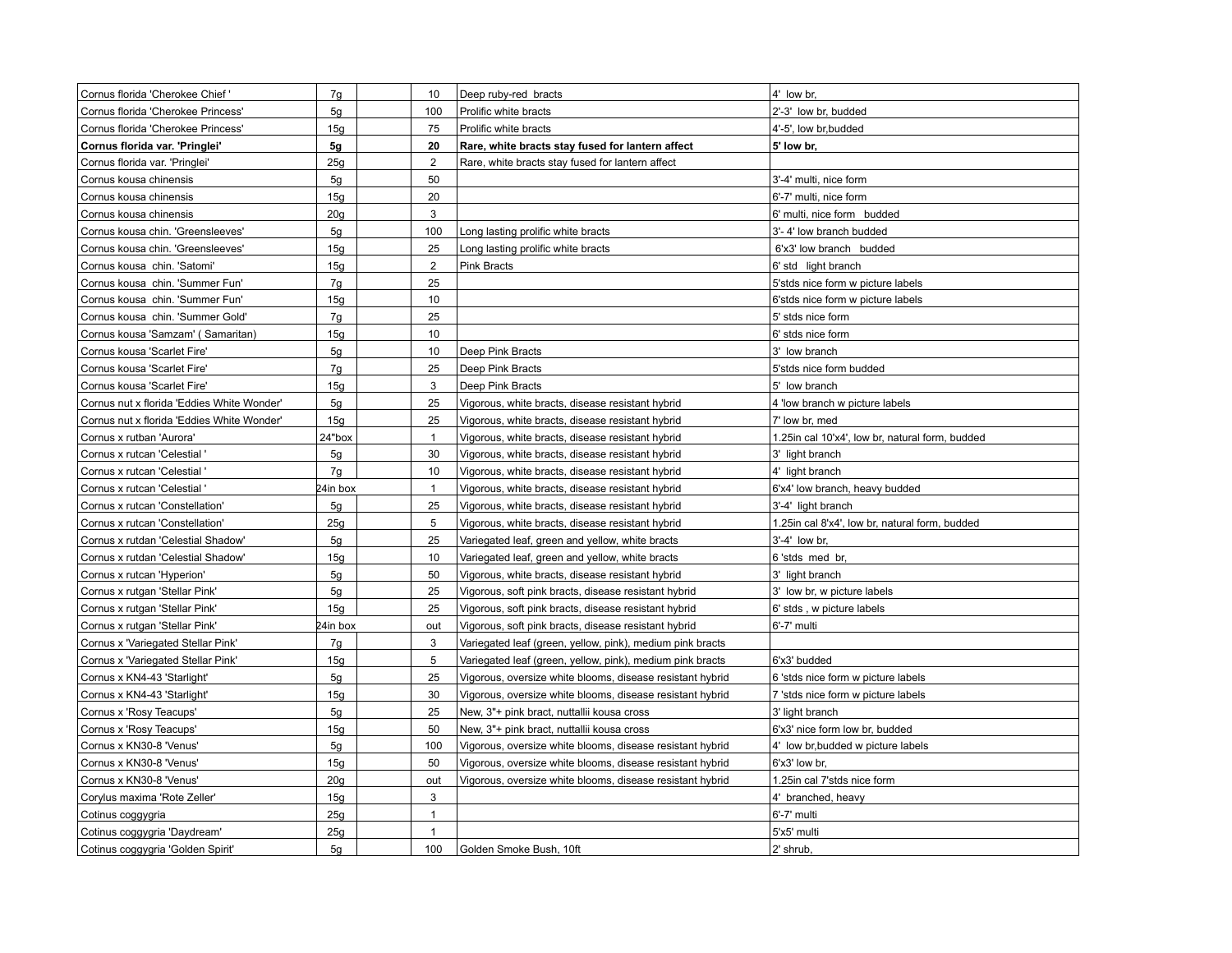| | | | | | |
|---|---|---|---|---|---|
| Cornus florida 'Cherokee Chief ' | 7g | | 10 | Deep ruby-red bracts | 4' low br, |
| Cornus florida 'Cherokee Princess' | 5g | | 100 | Prolific white bracts | 2'-3' low br, budded |
| Cornus florida 'Cherokee Princess' | 15g | | 75 | Prolific white bracts | 4'-5', low br,budded |
| **Cornus florida var. 'Pringlei'** | **5g** | | **20** | **Rare, white bracts stay fused for lantern affect** | **5' low br,** |
| Cornus florida var. 'Pringlei' | 25g | | 2 | Rare, white bracts stay fused for lantern affect | |
| Cornus kousa chinensis | 5g | | 50 | | 3'-4' multi, nice form |
| Cornus kousa chinensis | 15g | | 20 | | 6'-7' multi, nice form |
| Cornus kousa chinensis | 20g | | 3 | | 6' multi, nice form budded |
| Cornus kousa chin. 'Greensleeves' | 5g | | 100 | Long lasting prolific white bracts | 3'- 4' low branch budded |
| Cornus kousa chin. 'Greensleeves' | 15g | | 25 | Long lasting prolific white bracts | 6'x3' low branch budded |
| Cornus kousa chin. 'Satomi' | 15g | | 2 | Pink Bracts | 6' std light branch |
| Cornus kousa chin. 'Summer Fun' | 7g | | 25 | | 5'stds nice form w picture labels |
| Cornus kousa chin. 'Summer Fun' | 15g | | 10 | | 6'stds nice form w picture labels |
| Cornus kousa chin. 'Summer Gold' | 7g | | 25 | | 5' stds nice form |
| Cornus kousa 'Samzam' ( Samaritan) | 15g | | 10 | | 6' stds nice form |
| Cornus kousa 'Scarlet Fire' | 5g | | 10 | Deep Pink Bracts | 3' low branch |
| Cornus kousa 'Scarlet Fire' | 7g | | 25 | Deep Pink Bracts | 5'stds nice form budded |
| Cornus kousa 'Scarlet Fire' | 15g | | 3 | Deep Pink Bracts | 5' low branch |
| Cornus nut x florida 'Eddies White Wonder' | 5g | | 25 | Vigorous, white bracts, disease resistant hybrid | 4 'low branch w picture labels |
| Cornus nut x florida 'Eddies White Wonder' | 15g | | 25 | Vigorous, white bracts, disease resistant hybrid | 7' low br, med |
| Cornus x rutban 'Aurora' | 24"box | | 1 | Vigorous, white bracts, disease resistant hybrid | 1.25in cal 10'x4', low br, natural form, budded |
| Cornus x rutcan 'Celestial ' | 5g | | 30 | Vigorous, white bracts, disease resistant hybrid | 3' light branch |
| Cornus x rutcan 'Celestial ' | 7g | | 10 | Vigorous, white bracts, disease resistant hybrid | 4' light branch |
| Cornus x rutcan 'Celestial ' | 24in box | | 1 | Vigorous, white bracts, disease resistant hybrid | 6'x4' low branch, heavy budded |
| Cornus x rutcan 'Constellation' | 5g | | 25 | Vigorous, white bracts, disease resistant hybrid | 3'-4' light branch |
| Cornus x rutcan 'Constellation' | 25g | | 5 | Vigorous, white bracts, disease resistant hybrid | 1.25in cal 8'x4', low br, natural form, budded |
| Cornus x rutdan 'Celestial Shadow' | 5g | | 25 | Variegated leaf, green and yellow, white bracts | 3'-4' low br, |
| Cornus x rutdan 'Celestial Shadow' | 15g | | 10 | Variegated leaf, green and yellow, white bracts | 6 'stds med br, |
| Cornus x rutcan 'Hyperion' | 5g | | 50 | Vigorous, white bracts, disease resistant hybrid | 3' light branch |
| Cornus x rutgan 'Stellar Pink' | 5g | | 25 | Vigorous, soft pink bracts, disease resistant hybrid | 3' low br, w picture labels |
| Cornus x rutgan 'Stellar Pink' | 15g | | 25 | Vigorous, soft pink bracts, disease resistant hybrid | 6' stds , w picture labels |
| Cornus x rutgan 'Stellar Pink' | 24in box | | out | Vigorous, soft pink bracts, disease resistant hybrid | 6'-7' multi |
| Cornus x 'Variegated Stellar Pink' | 7g | | 3 | Variegated leaf (green, yellow, pink), medium pink bracts | |
| Cornus x 'Variegated Stellar Pink' | 15g | | 5 | Variegated leaf (green, yellow, pink), medium pink bracts | 6'x3' budded |
| Cornus x KN4-43 'Starlight' | 5g | | 25 | Vigorous, oversize white blooms, disease resistant hybrid | 6 'stds nice form w picture labels |
| Cornus x KN4-43 'Starlight' | 15g | | 30 | Vigorous, oversize white blooms, disease resistant hybrid | 7 'stds nice form w picture labels |
| Cornus x 'Rosy Teacups' | 5g | | 25 | New, 3"+ pink bract, nuttallii kousa cross | 3' light branch |
| Cornus x 'Rosy Teacups' | 15g | | 50 | New, 3"+ pink bract, nuttallii kousa cross | 6'x3' nice form low br, budded |
| Cornus x KN30-8 'Venus' | 5g | | 100 | Vigorous, oversize white blooms, disease resistant hybrid | 4' low br,budded w picture labels |
| Cornus x KN30-8 'Venus' | 15g | | 50 | Vigorous, oversize white blooms, disease resistant hybrid | 6'x3' low br, |
| Cornus x KN30-8 'Venus' | 20g | | out | Vigorous, oversize white blooms, disease resistant hybrid | 1.25in cal 7'stds nice form |
| Corylus maxima 'Rote Zeller' | 15g | | 3 | | 4' branched, heavy |
| Cotinus coggygria | 25g | | 1 | | 6'-7' multi |
| Cotinus coggygria 'Daydream' | 25g | | 1 | | 5'x5' multi |
| Cotinus coggygria 'Golden Spirit' | 5g | | 100 | Golden Smoke Bush, 10ft | 2' shrub, |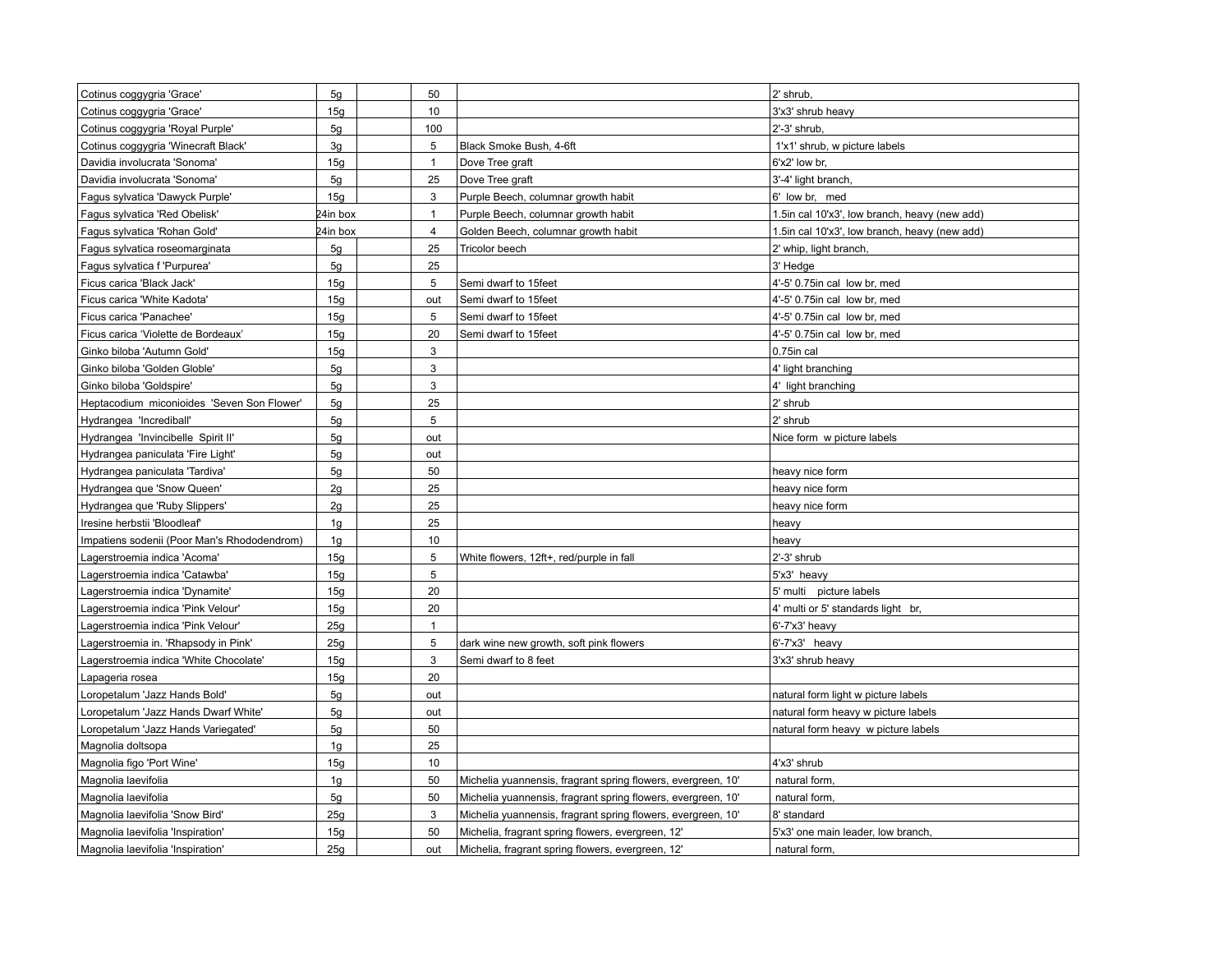| | | | | | |
|---|---|---|---|---|---|
| Cotinus coggygria 'Grace' | 5g | | 50 | | 2' shrub, |
| Cotinus coggygria 'Grace' | 15g | | 10 | | 3'x3' shrub heavy |
| Cotinus coggygria 'Royal Purple' | 5g | | 100 | | 2'-3' shrub, |
| Cotinus coggygria 'Winecraft Black' | 3g | | 5 | Black Smoke Bush, 4-6ft | 1'x1' shrub, w picture labels |
| Davidia involucrata 'Sonoma' | 15g | | 1 | Dove Tree graft | 6'x2' low br, |
| Davidia involucrata 'Sonoma' | 5g | | 25 | Dove Tree graft | 3'-4' light branch, |
| Fagus sylvatica 'Dawyck Purple' | 15g | | 3 | Purple Beech, columnar growth habit | 6' low br, med |
| Fagus sylvatica 'Red Obelisk' | 24in box | | 1 | Purple Beech, columnar growth habit | 1.5in cal 10'x3', low branch, heavy (new add) |
| Fagus sylvatica 'Rohan Gold' | 24in box | | 4 | Golden Beech, columnar growth habit | 1.5in cal 10'x3', low branch, heavy (new add) |
| Fagus sylvatica roseomarginata | 5g | | 25 | Tricolor beech | 2' whip, light branch, |
| Fagus sylvatica f 'Purpurea' | 5g | | 25 | | 3' Hedge |
| Ficus carica 'Black Jack' | 15g | | 5 | Semi dwarf to 15feet | 4'-5' 0.75in cal low br, med |
| Ficus carica 'White Kadota' | 15g | | out | Semi dwarf to 15feet | 4'-5' 0.75in cal low br, med |
| Ficus carica 'Panachee' | 15g | | 5 | Semi dwarf to 15feet | 4'-5' 0.75in cal low br, med |
| Ficus carica 'Violette de Bordeaux' | 15g | | 20 | Semi dwarf to 15feet | 4'-5' 0.75in cal low br, med |
| Ginko biloba 'Autumn Gold' | 15g | | 3 | | 0.75in cal |
| Ginko biloba 'Golden Globle' | 5g | | 3 | | 4' light branching |
| Ginko biloba 'Goldspire' | 5g | | 3 | | 4' light branching |
| Heptacodium miconioides 'Seven Son Flower' | 5g | | 25 | | 2' shrub |
| Hydrangea 'Incrediball' | 5g | | 5 | | 2' shrub |
| Hydrangea 'Invincibelle Spirit II' | 5g | | out | | Nice form w picture labels |
| Hydrangea paniculata 'Fire Light' | 5g | | out | | |
| Hydrangea paniculata 'Tardiva' | 5g | | 50 | | heavy nice form |
| Hydrangea que 'Snow Queen' | 2g | | 25 | | heavy nice form |
| Hydrangea que 'Ruby Slippers' | 2g | | 25 | | heavy nice form |
| Iresine herbstii 'Bloodleaf' | 1g | | 25 | | heavy |
| Impatiens sodenii (Poor Man's Rhododendrom) | 1g | | 10 | | heavy |
| Lagerstroemia indica 'Acoma' | 15g | | 5 | White flowers, 12ft+, red/purple in fall | 2'-3' shrub |
| Lagerstroemia indica 'Catawba' | 15g | | 5 | | 5'x3' heavy |
| Lagerstroemia indica 'Dynamite' | 15g | | 20 | | 5' multi picture labels |
| Lagerstroemia indica 'Pink Velour' | 15g | | 20 | | 4' multi or 5' standards light br, |
| Lagerstroemia indica 'Pink Velour' | 25g | | 1 | | 6'-7'x3' heavy |
| Lagerstroemia in. 'Rhapsody in Pink' | 25g | | 5 | dark wine new growth, soft pink flowers | 6'-7'x3' heavy |
| Lagerstroemia indica 'White Chocolate' | 15g | | 3 | Semi dwarf to 8 feet | 3'x3' shrub heavy |
| Lapageria rosea | 15g | | 20 | | |
| Loropetalum 'Jazz Hands Bold' | 5g | | out | | natural form light w picture labels |
| Loropetalum 'Jazz Hands Dwarf White' | 5g | | out | | natural form heavy w picture labels |
| Loropetalum 'Jazz Hands Variegated' | 5g | | 50 | | natural form heavy w picture labels |
| Magnolia doltsopa | 1g | | 25 | | |
| Magnolia figo 'Port Wine' | 15g | | 10 | | 4'x3' shrub |
| Magnolia laevifolia | 1g | | 50 | Michelia yuannensis, fragrant spring flowers, evergreen, 10' | natural form, |
| Magnolia laevifolia | 5g | | 50 | Michelia yuannensis, fragrant spring flowers, evergreen, 10' | natural form, |
| Magnolia laevifolia 'Snow Bird' | 25g | | 3 | Michelia yuannensis, fragrant spring flowers, evergreen, 10' | 8' standard |
| Magnolia laevifolia 'Inspiration' | 15g | | 50 | Michelia, fragrant spring flowers, evergreen, 12' | 5'x3' one main leader, low branch, |
| Magnolia laevifolia 'Inspiration' | 25g | | out | Michelia, fragrant spring flowers, evergreen, 12' | natural form, |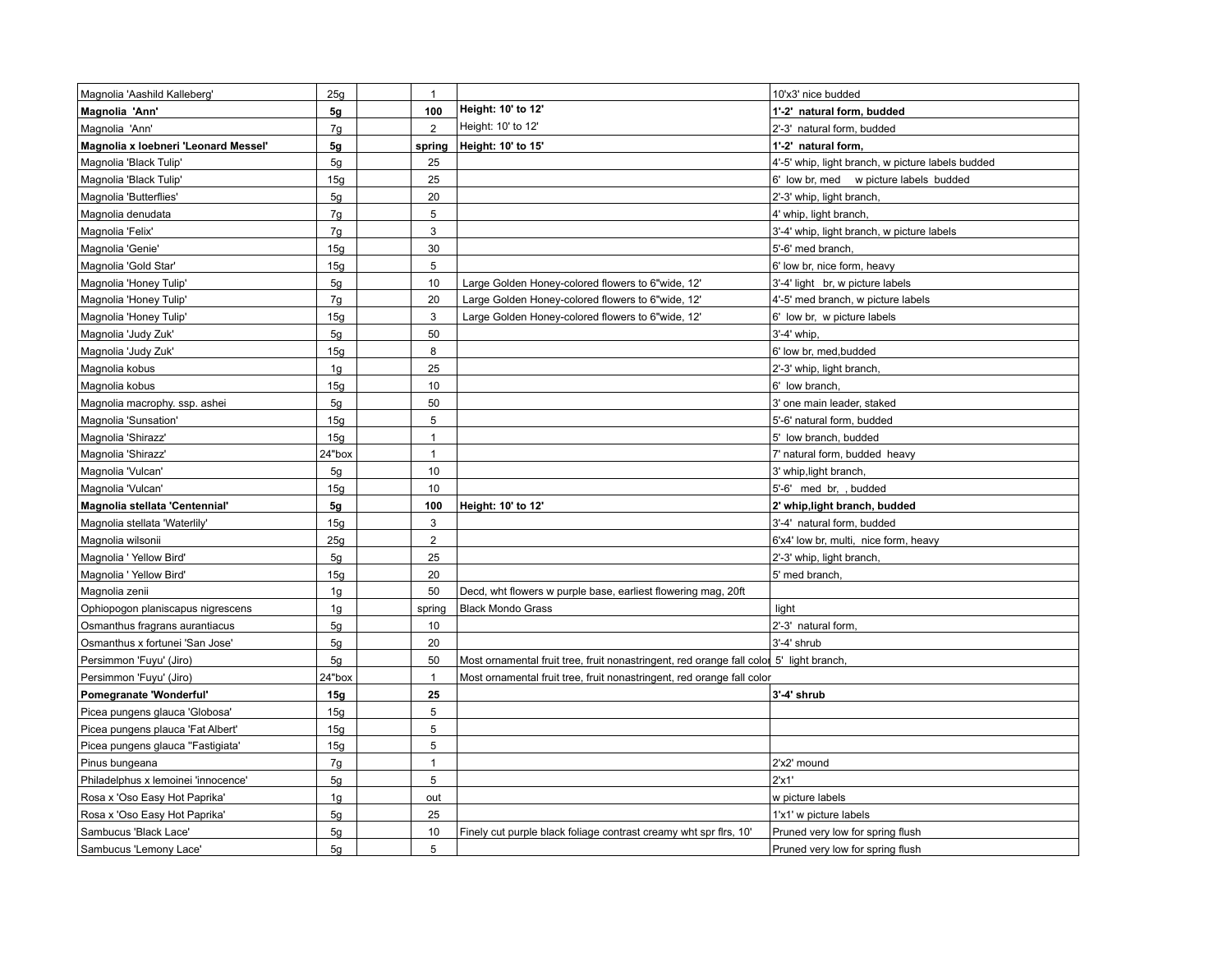| | | | | | |
|---|---|---|---|---|---|
| Magnolia 'Aashild Kalleberg' | 25g | | 1 | | 10'x3' nice budded |
| **Magnolia 'Ann'** | **5g** | | **100** | **Height: 10' to 12'** | **1'-2' natural form, budded** |
| Magnolia 'Ann' | 7g | | 2 | Height: 10' to 12' | 2'-3' natural form, budded |
| **Magnolia x loebneri 'Leonard Messel'** | **5g** | | **spring** | **Height: 10' to 15'** | **1'-2' natural form,** |
| Magnolia 'Black Tulip' | 5g | | 25 | | 4'-5' whip, light branch, w picture labels budded |
| Magnolia 'Black Tulip' | 15g | | 25 | | 6' low br, med w picture labels budded |
| Magnolia 'Butterflies' | 5g | | 20 | | 2'-3' whip, light branch, |
| Magnolia denudata | 7g | | 5 | | 4' whip, light branch, |
| Magnolia 'Felix' | 7g | | 3 | | 3'-4' whip, light branch, w picture labels |
| Magnolia 'Genie' | 15g | | 30 | | 5'-6' med branch, |
| Magnolia 'Gold Star' | 15g | | 5 | | 6' low br, nice form, heavy |
| Magnolia 'Honey Tulip' | 5g | | 10 | Large Golden Honey-colored flowers to 6"wide, 12' | 3'-4' light br, w picture labels |
| Magnolia 'Honey Tulip' | 7g | | 20 | Large Golden Honey-colored flowers to 6"wide, 12' | 4'-5' med branch, w picture labels |
| Magnolia 'Honey Tulip' | 15g | | 3 | Large Golden Honey-colored flowers to 6"wide, 12' | 6' low br, w picture labels |
| Magnolia 'Judy Zuk' | 5g | | 50 | | 3'-4' whip, |
| Magnolia 'Judy Zuk' | 15g | | 8 | | 6' low br, med,budded |
| Magnolia kobus | 1g | | 25 | | 2'-3' whip, light branch, |
| Magnolia kobus | 15g | | 10 | | 6' low branch, |
| Magnolia macrophy. ssp. ashei | 5g | | 50 | | 3' one main leader, staked |
| Magnolia 'Sunsation' | 15g | | 5 | | 5'-6' natural form, budded |
| Magnolia 'Shirazz' | 15g | | 1 | | 5' low branch, budded |
| Magnolia 'Shirazz' | 24"box | | 1 | | 7' natural form, budded heavy |
| Magnolia 'Vulcan' | 5g | | 10 | | 3' whip,light branch, |
| Magnolia 'Vulcan' | 15g | | 10 | | 5'-6' med br, , budded |
| **Magnolia stellata 'Centennial'** | **5g** | | **100** | **Height: 10' to 12'** | **2' whip,light branch, budded** |
| Magnolia stellata 'Waterlily' | 15g | | 3 | | 3'-4' natural form, budded |
| Magnolia wilsonii | 25g | | 2 | | 6'x4' low br, multi, nice form, heavy |
| Magnolia ' Yellow Bird' | 5g | | 25 | | 2'-3' whip, light branch, |
| Magnolia ' Yellow Bird' | 15g | | 20 | | 5' med branch, |
| Magnolia zenii | 1g | | 50 | Decd, wht flowers w purple base, earliest flowering mag, 20ft | |
| Ophiopogon planiscapus nigrescens | 1g | | spring | Black Mondo Grass | light |
| Osmanthus fragrans aurantiacus | 5g | | 10 | | 2'-3' natural form, |
| Osmanthus x fortunei 'San Jose' | 5g | | 20 | | 3'-4' shrub |
| Persimmon 'Fuyu' (Jiro) | 5g | | 50 | Most ornamental fruit tree, fruit nonastringent, red orange fall color | 5' light branch, |
| Persimmon 'Fuyu' (Jiro) | 24"box | | 1 | Most ornamental fruit tree, fruit nonastringent, red orange fall color | |
| **Pomegranate 'Wonderful'** | **15g** | | **25** | | **3'-4' shrub** |
| Picea pungens glauca 'Globosa' | 15g | | 5 | | |
| Picea pungens plauca 'Fat Albert' | 15g | | 5 | | |
| Picea pungens glauca "Fastigiata' | 15g | | 5 | | |
| Pinus bungeana | 7g | | 1 | | 2'x2' mound |
| Philadelphus x lemoinei 'innocence' | 5g | | 5 | | 2'x1' |
| Rosa x 'Oso Easy Hot Paprika' | 1g | | out | | w picture labels |
| Rosa x 'Oso Easy Hot Paprika' | 5g | | 25 | | 1'x1' w picture labels |
| Sambucus 'Black Lace' | 5g | | 10 | Finely cut purple black foliage contrast creamy wht spr flrs, 10' | Pruned very low for spring flush |
| Sambucus 'Lemony Lace' | 5g | | 5 | | Pruned very low for spring flush |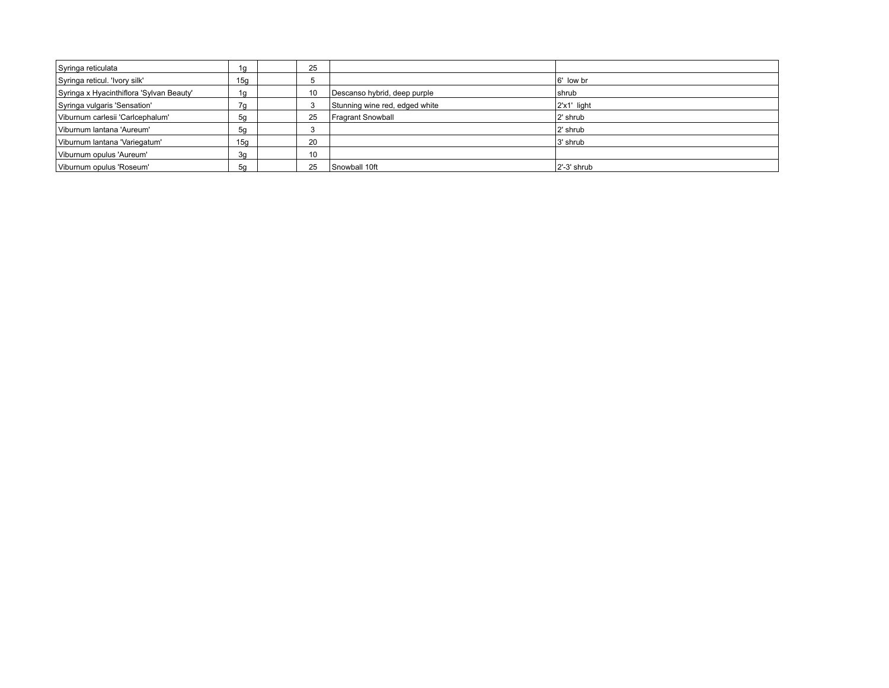| | | | | | |
|---|---|---|---|---|---|
| Syringa reticulata | 1g | | 25 | | |
| Syringa reticul. 'Ivory silk' | 15g | | 5 | | 6' low br |
| Syringa x Hyacinthiflora 'Sylvan Beauty' | 1g | | 10 | Descanso hybrid, deep purple | shrub |
| Syringa vulgaris 'Sensation' | 7g | | 3 | Stunning wine red, edged white | 2'x1' light |
| Viburnum carlesii 'Carlcephalum' | 5g | | 25 | Fragrant Snowball | 2' shrub |
| Viburnum lantana 'Aureum' | 5g | | 3 | | 2' shrub |
| Viburnum lantana 'Variegatum' | 15g | | 20 | | 3' shrub |
| Viburnum opulus 'Aureum' | 3g | | 10 | | |
| Viburnum opulus 'Roseum' | 5g | | 25 | Snowball 10ft | 2'-3' shrub |